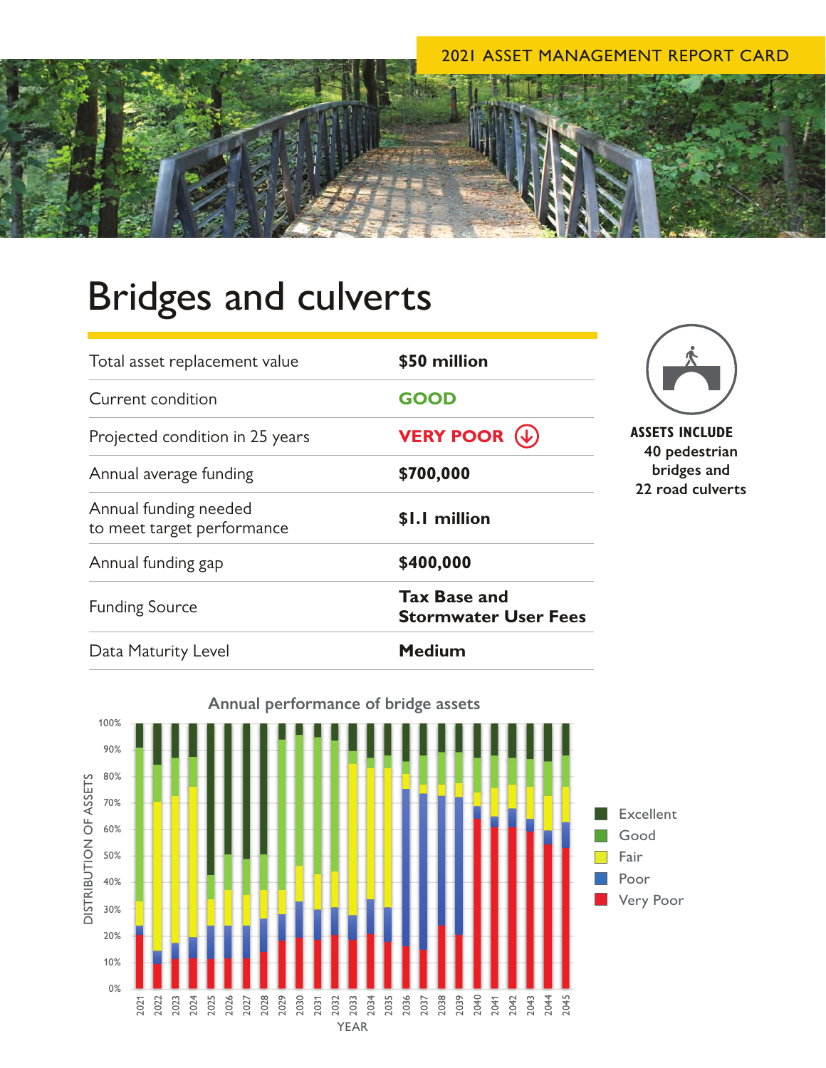2021 ASSET MANAGEMENT REPORT CARD

# Bridges and culverts

| | |
|---|---|
| Total asset replacement value | **$50 million** |
| Current condition | **GOOD** |
| Projected condition in 25 years | **VERY POOR** |
| Annual average funding | **$700,000** |
| Annual funding needed to meet target performance | **$1.1 million** |
| Annual funding gap | **$400,000** |
| Funding Source | **Tax Base and Stormwater User Fees** |
| Data Maturity Level | **Medium** |

**ASSETS INCLUDE**
**40 pedestrian bridges and 22 road culverts**

**Annual performance of bridge assets**

DISTRIBUTION OF ASSETS (0%–100%) by YEAR (2021–2045)

Legend: Excellent, Good, Fair, Poor, Very Poor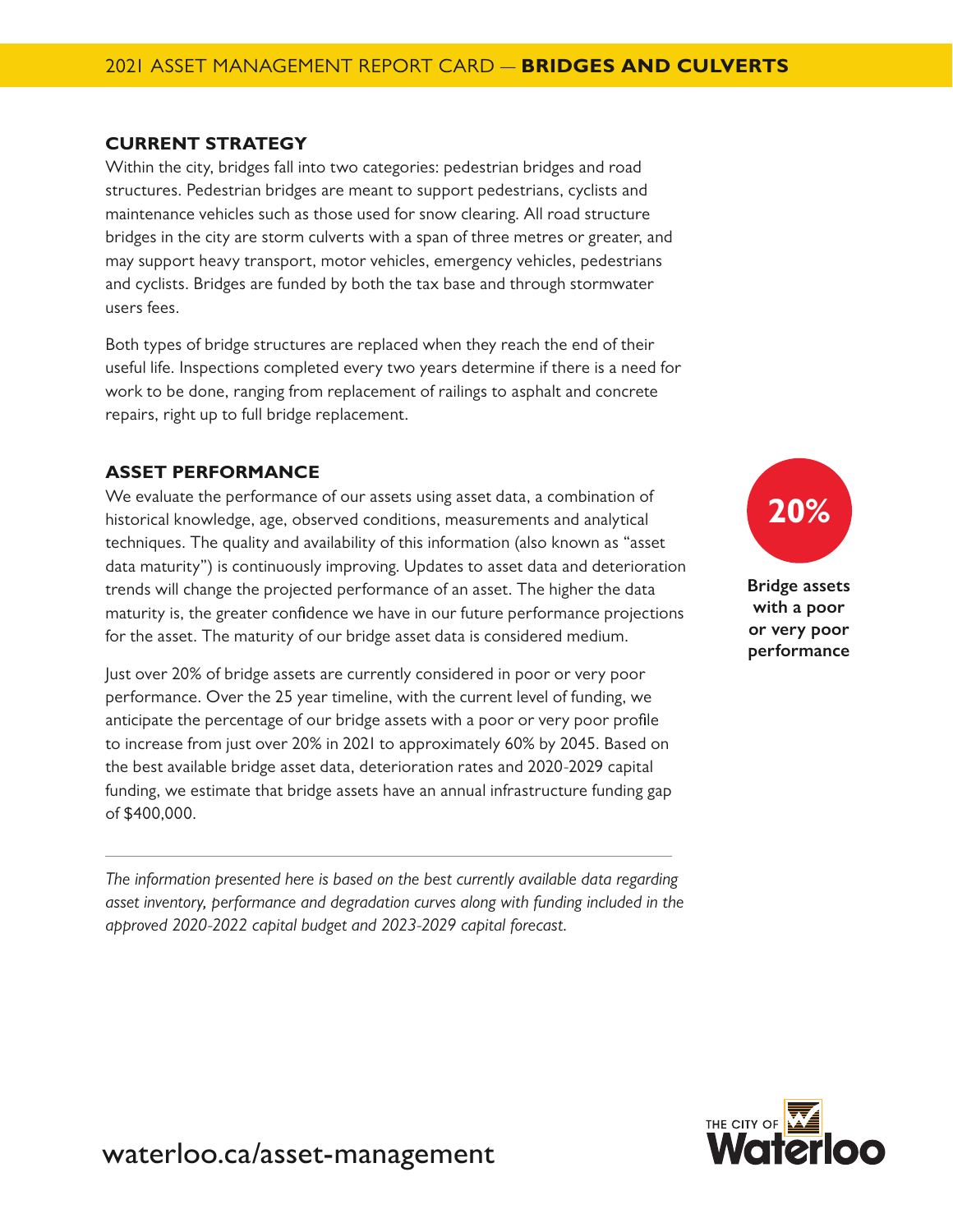## CURRENT STRATEGY

Within the city, bridges fall into two categories: pedestrian bridges and road structures. Pedestrian bridges are meant to support pedestrians, cyclists and maintenance vehicles such as those used for snow clearing. All road structure bridges in the city are storm culverts with a span of three metres or greater, and may support heavy transport, motor vehicles, emergency vehicles, pedestrians and cyclists. Bridges are funded by both the tax base and through stormwater users fees.

Both types of bridge structures are replaced when they reach the end of their useful life. Inspections completed every two years determine if there is a need for work to be done, ranging from replacement of railings to asphalt and concrete repairs, right up to full bridge replacement.

## ASSET PERFORMANCE

We evaluate the performance of our assets using asset data, a combination of historical knowledge, age, observed conditions, measurements and analytical techniques. The quality and availability of this information (also known as "asset data maturity") is continuously improving. Updates to asset data and deterioration trends will change the projected performance of an asset. The higher the data maturity is, the greater confidence we have in our future performance projections for the asset. The maturity of our bridge asset data is considered medium.

Just over 20% of bridge assets are currently considered in poor or very poor performance. Over the 25 year timeline, with the current level of funding, we anticipate the percentage of our bridge assets with a poor or very poor profile to increase from just over 20% in 2021 to approximately 60% by 2045. Based on the best available bridge asset data, deterioration rates and 2020-2029 capital funding, we estimate that bridge assets have an annual infrastructure funding gap of $400,000.

**20%**

**Bridge assets with a poor or very poor performance**

---

*The information presented here is based on the best currently available data regarding asset inventory, performance and degradation curves along with funding included in the approved 2020-2022 capital budget and 2023-2029 capital forecast.*

waterloo.ca/asset-management